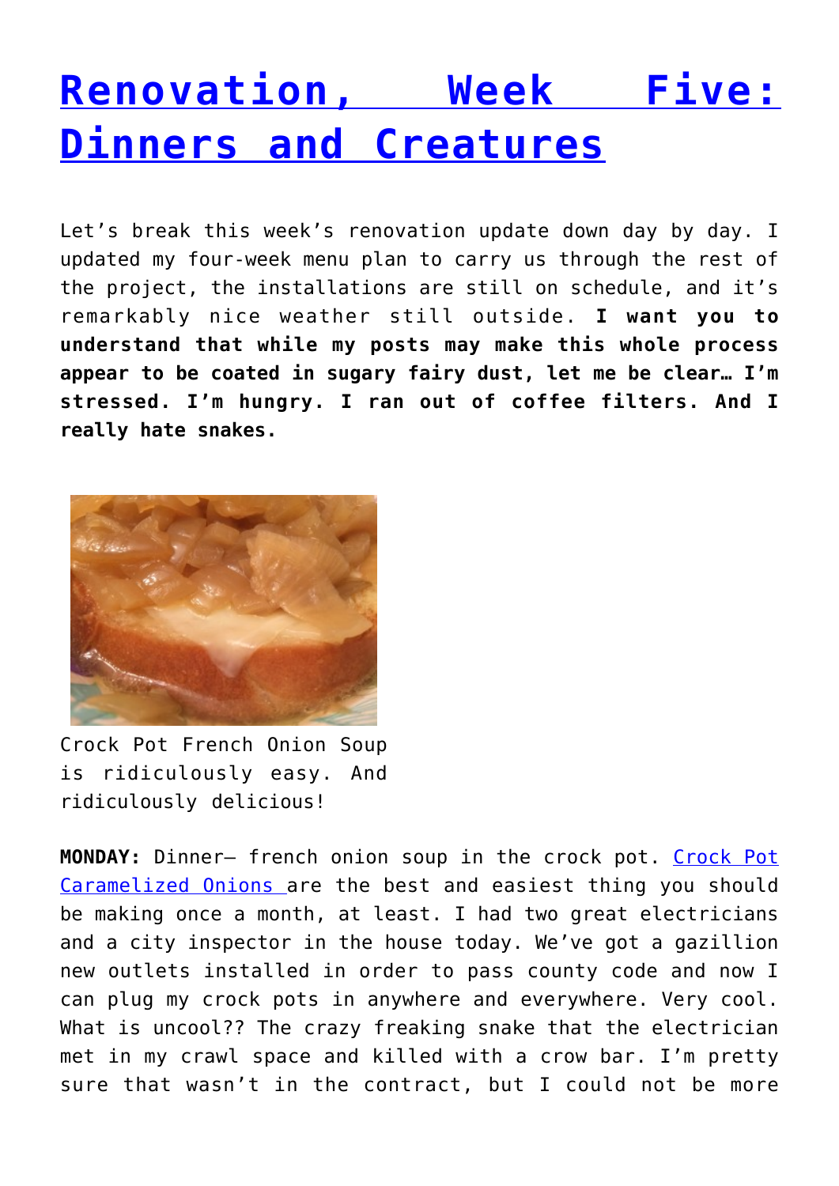# [Renovation, Week Five: Dinners and Creatures]()

Let's break this week's renovation update down day by day. I updated my four-week menu plan to carry us through the rest of the project, the installations are still on schedule, and it's remarkably nice weather still outside. **I want you to understand that while my posts may make this whole process appear to be coated in sugary fairy dust, let me be clear… I'm stressed. I'm hungry. I ran out of coffee filters. And I really hate snakes.**

Crock Pot French Onion Soup is ridiculously easy. And ridiculously delicious!

**MONDAY:** Dinner– french onion soup in the crock pot. [Crock Pot Caramelized Onions ]()are the best and easiest thing you should be making once a month, at least. I had two great electricians and a city inspector in the house today. We've got a gazillion new outlets installed in order to pass county code and now I can plug my crock pots in anywhere and everywhere. Very cool. What is uncool?? The crazy freaking snake that the electrician met in my crawl space and killed with a crow bar. I'm pretty sure that wasn't in the contract, but I could not be more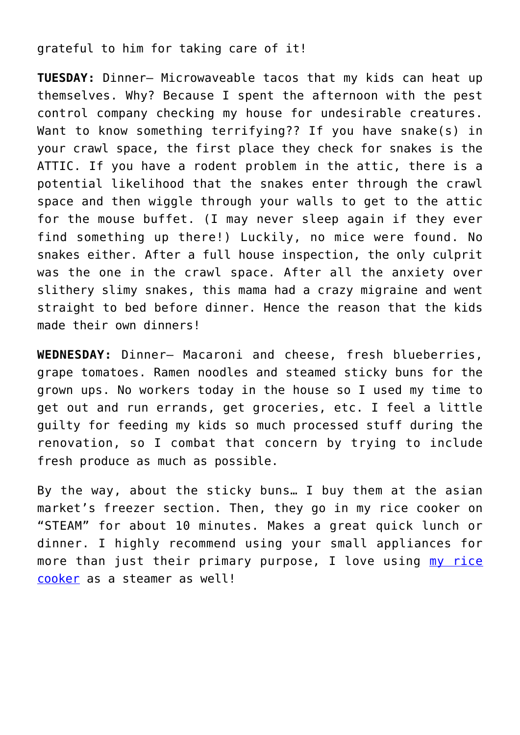grateful to him for taking care of it!

**TUESDAY:** Dinner– Microwaveable tacos that my kids can heat up themselves. Why? Because I spent the afternoon with the pest control company checking my house for undesirable creatures. Want to know something terrifying?? If you have snake(s) in your crawl space, the first place they check for snakes is the ATTIC. If you have a rodent problem in the attic, there is a potential likelihood that the snakes enter through the crawl space and then wiggle through your walls to get to the attic for the mouse buffet. (I may never sleep again if they ever find something up there!) Luckily, no mice were found. No snakes either. After a full house inspection, the only culprit was the one in the crawl space. After all the anxiety over slithery slimy snakes, this mama had a crazy migraine and went straight to bed before dinner. Hence the reason that the kids made their own dinners!

**WEDNESDAY:** Dinner– Macaroni and cheese, fresh blueberries, grape tomatoes. Ramen noodles and steamed sticky buns for the grown ups. No workers today in the house so I used my time to get out and run errands, get groceries, etc. I feel a little guilty for feeding my kids so much processed stuff during the renovation, so I combat that concern by trying to include fresh produce as much as possible.

By the way, about the sticky buns… I buy them at the asian market's freezer section. Then, they go in my rice cooker on "STEAM" for about 10 minutes. Makes a great quick lunch or dinner. I highly recommend using your small appliances for more than just their primary purpose, I love using [my rice cooker](#) as a steamer as well!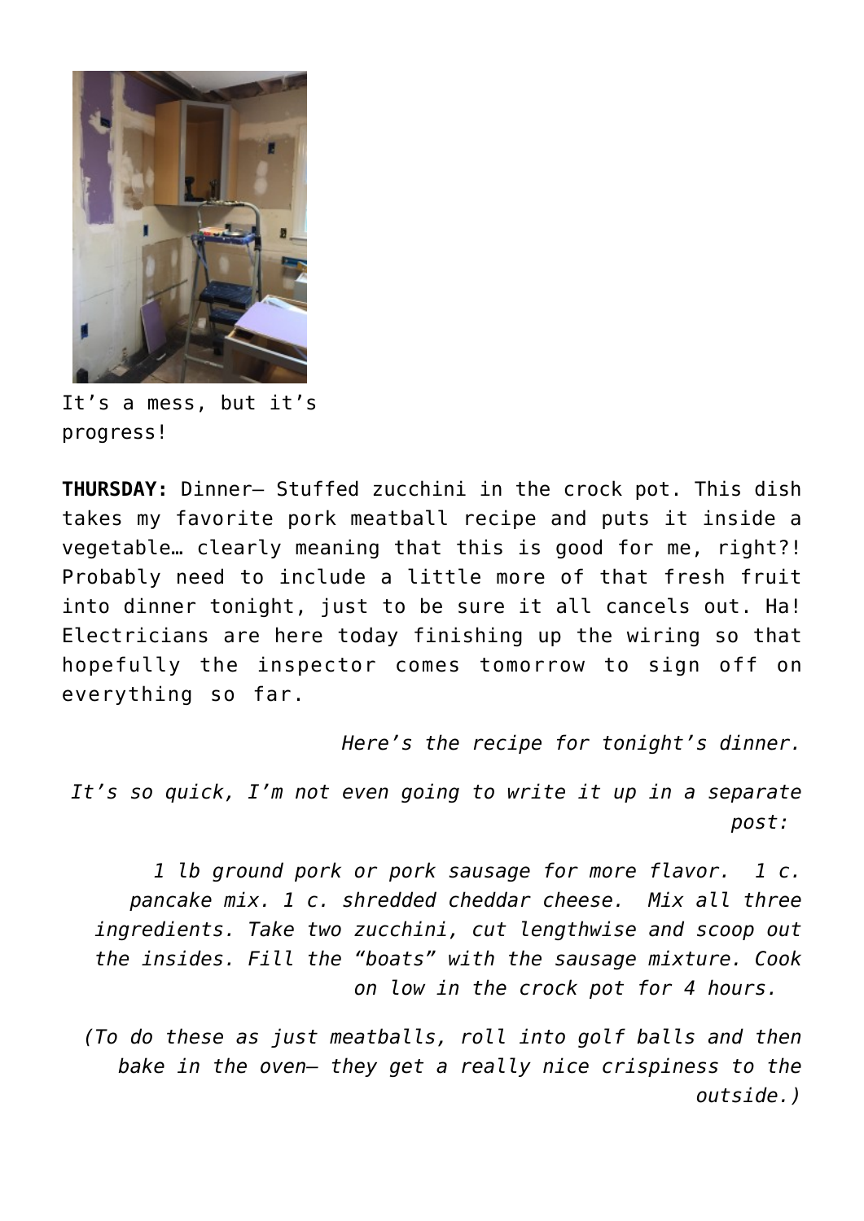It's a mess, but it's progress!

**THURSDAY:** Dinner– Stuffed zucchini in the crock pot. This dish takes my favorite pork meatball recipe and puts it inside a vegetable… clearly meaning that this is good for me, right?! Probably need to include a little more of that fresh fruit into dinner tonight, just to be sure it all cancels out. Ha! Electricians are here today finishing up the wiring so that hopefully the inspector comes tomorrow to sign off on everything so far.

*Here's the recipe for tonight's dinner.*

*It's so quick, I'm not even going to write it up in a separate post:*

*1 lb ground pork or pork sausage for more flavor. 1 c. pancake mix. 1 c. shredded cheddar cheese. Mix all three ingredients. Take two zucchini, cut lengthwise and scoop out the insides. Fill the "boats" with the sausage mixture. Cook on low in the crock pot for 4 hours.*

*(To do these as just meatballs, roll into golf balls and then bake in the oven– they get a really nice crispiness to the outside.)*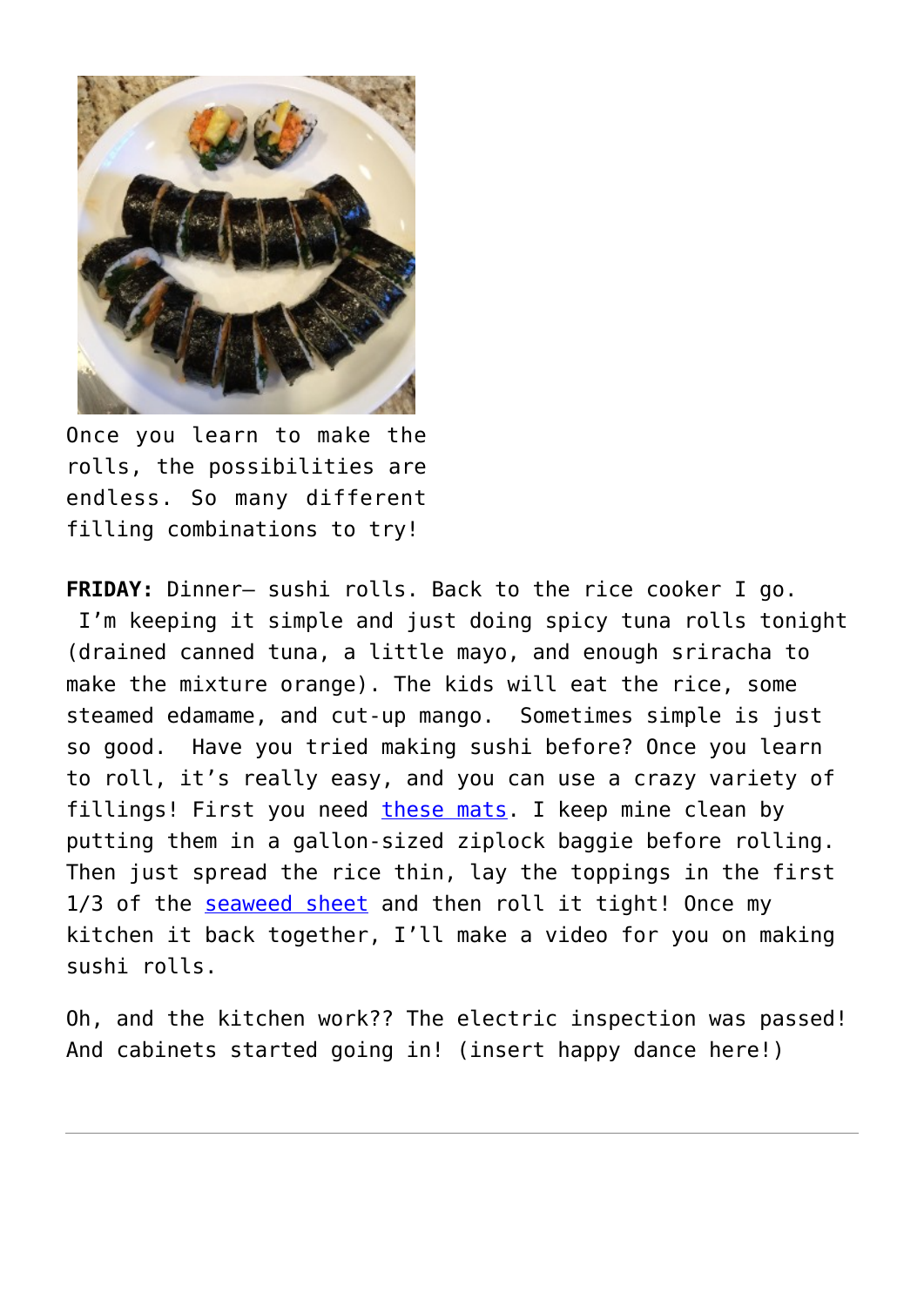Once you learn to make the rolls, the possibilities are endless. So many different filling combinations to try!

**FRIDAY:** Dinner– sushi rolls. Back to the rice cooker I go. I'm keeping it simple and just doing spicy tuna rolls tonight (drained canned tuna, a little mayo, and enough sriracha to make the mixture orange). The kids will eat the rice, some steamed edamame, and cut-up mango. Sometimes simple is just so good. Have you tried making sushi before? Once you learn to roll, it's really easy, and you can use a crazy variety of fillings! First you need these mats. I keep mine clean by putting them in a gallon-sized ziplock baggie before rolling. Then just spread the rice thin, lay the toppings in the first 1/3 of the seaweed sheet and then roll it tight! Once my kitchen it back together, I'll make a video for you on making sushi rolls.

Oh, and the kitchen work?? The electric inspection was passed! And cabinets started going in! (insert happy dance here!)

---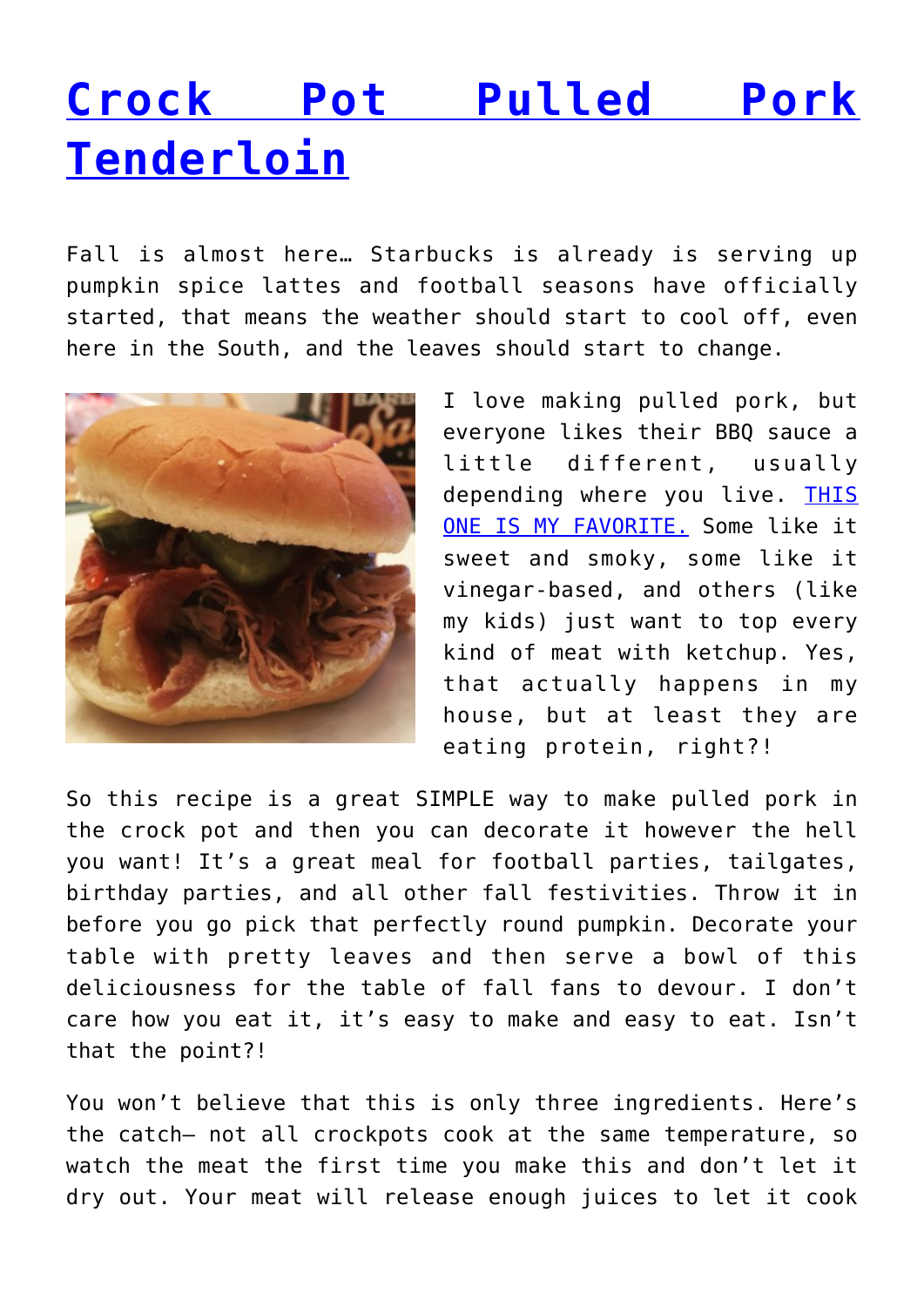# [Crock Pot Pulled Pork Tenderloin]()

Fall is almost here… Starbucks is already is serving up pumpkin spice lattes and football seasons have officially started, that means the weather should start to cool off, even here in the South, and the leaves should start to change.

I love making pulled pork, but everyone likes their BBQ sauce a little different, usually depending where you live. [THIS ONE IS MY FAVORITE.]() Some like it sweet and smoky, some like it vinegar-based, and others (like my kids) just want to top every kind of meat with ketchup. Yes, that actually happens in my house, but at least they are eating protein, right?!

So this recipe is a great SIMPLE way to make pulled pork in the crock pot and then you can decorate it however the hell you want! It's a great meal for football parties, tailgates, birthday parties, and all other fall festivities. Throw it in before you go pick that perfectly round pumpkin. Decorate your table with pretty leaves and then serve a bowl of this deliciousness for the table of fall fans to devour. I don't care how you eat it, it's easy to make and easy to eat. Isn't that the point?!

You won't believe that this is only three ingredients. Here's the catch– not all crockpots cook at the same temperature, so watch the meat the first time you make this and don't let it dry out. Your meat will release enough juices to let it cook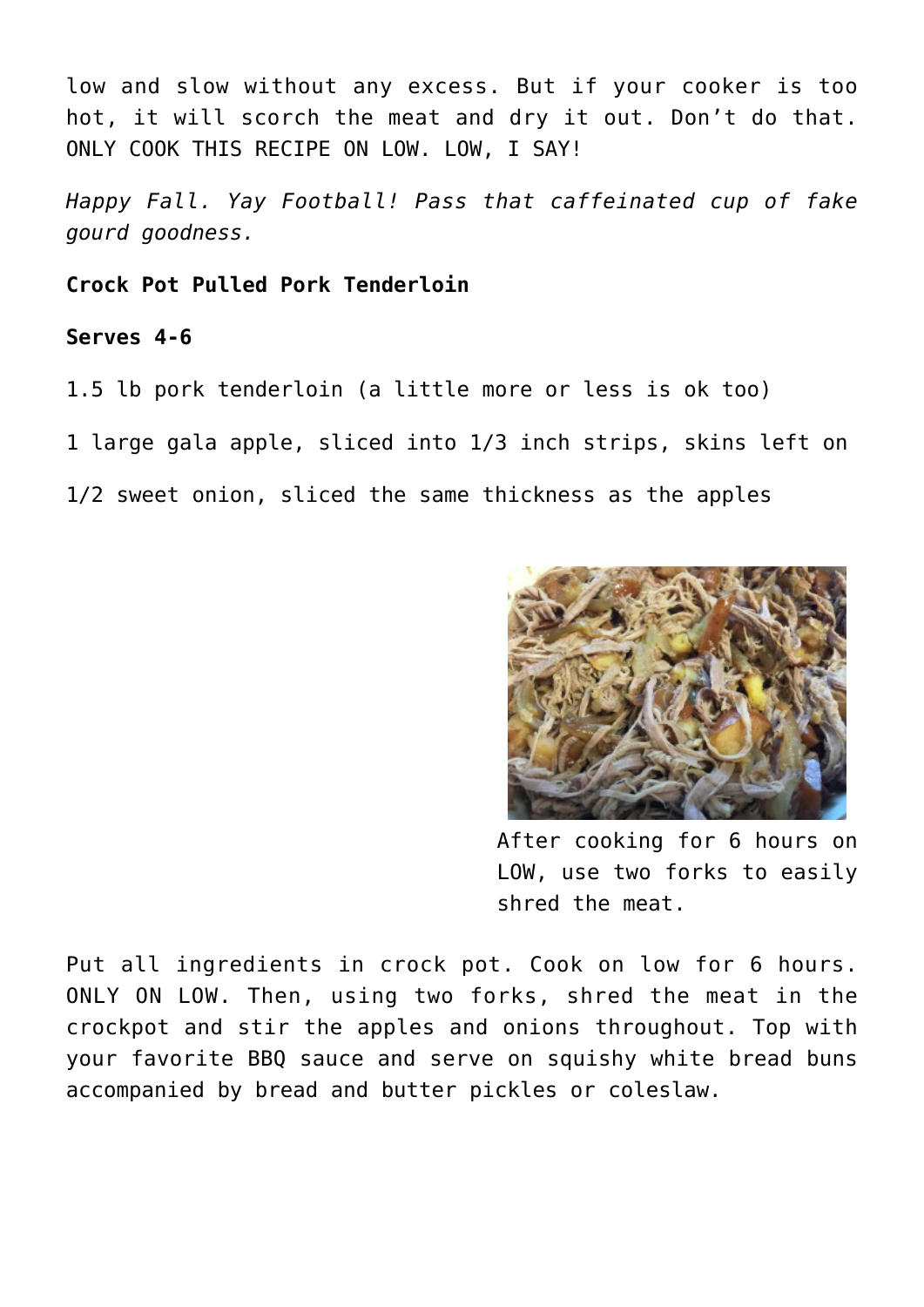low and slow without any excess. But if your cooker is too hot, it will scorch the meat and dry it out. Don't do that. ONLY COOK THIS RECIPE ON LOW. LOW, I SAY!

*Happy Fall. Yay Football! Pass that caffeinated cup of fake gourd goodness.*

**Crock Pot Pulled Pork Tenderloin**

**Serves 4-6**

1.5 lb pork tenderloin (a little more or less is ok too)

1 large gala apple, sliced into 1/3 inch strips, skins left on

1/2 sweet onion, sliced the same thickness as the apples

After cooking for 6 hours on LOW, use two forks to easily shred the meat.

Put all ingredients in crock pot. Cook on low for 6 hours. ONLY ON LOW. Then, using two forks, shred the meat in the crockpot and stir the apples and onions throughout. Top with your favorite BBQ sauce and serve on squishy white bread buns accompanied by bread and butter pickles or coleslaw.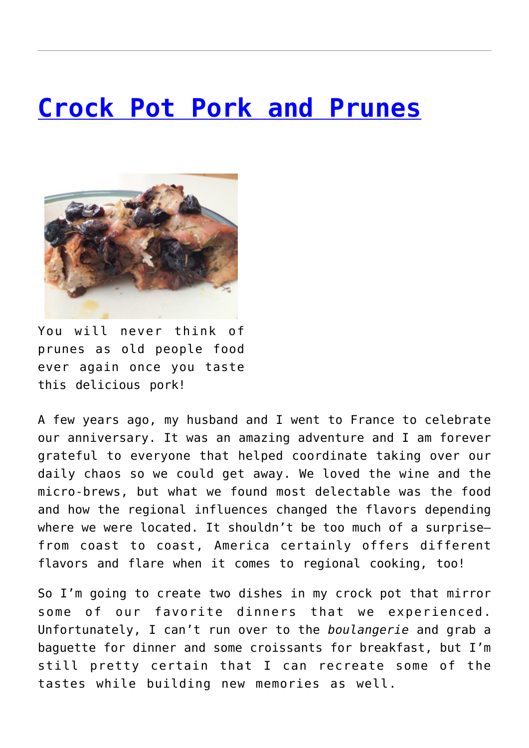# [Crock Pot Pork and Prunes]()

You will never think of prunes as old people food ever again once you taste this delicious pork!

A few years ago, my husband and I went to France to celebrate our anniversary. It was an amazing adventure and I am forever grateful to everyone that helped coordinate taking over our daily chaos so we could get away. We loved the wine and the micro-brews, but what we found most delectable was the food and how the regional influences changed the flavors depending where we were located. It shouldn't be too much of a surprise— from coast to coast, America certainly offers different flavors and flare when it comes to regional cooking, too!

So I'm going to create two dishes in my crock pot that mirror some of our favorite dinners that we experienced. Unfortunately, I can't run over to the *boulangerie* and grab a baguette for dinner and some croissants for breakfast, but I'm still pretty certain that I can recreate some of the tastes while building new memories as well.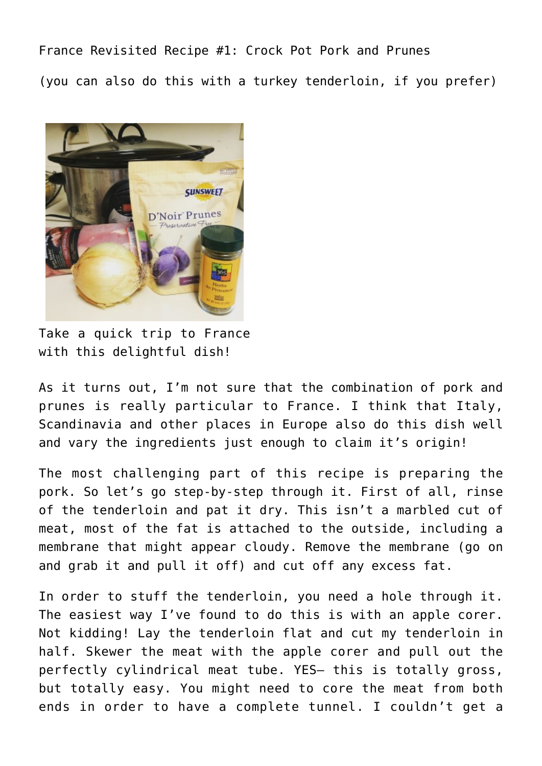France Revisited Recipe #1: Crock Pot Pork and Prunes

(you can also do this with a turkey tenderloin, if you prefer)

Take a quick trip to France with this delightful dish!

As it turns out, I'm not sure that the combination of pork and prunes is really particular to France. I think that Italy, Scandinavia and other places in Europe also do this dish well and vary the ingredients just enough to claim it's origin!

The most challenging part of this recipe is preparing the pork. So let's go step-by-step through it. First of all, rinse of the tenderloin and pat it dry. This isn't a marbled cut of meat, most of the fat is attached to the outside, including a membrane that might appear cloudy. Remove the membrane (go on and grab it and pull it off) and cut off any excess fat.

In order to stuff the tenderloin, you need a hole through it. The easiest way I've found to do this is with an apple corer. Not kidding! Lay the tenderloin flat and cut my tenderloin in half. Skewer the meat with the apple corer and pull out the perfectly cylindrical meat tube. YES– this is totally gross, but totally easy. You might need to core the meat from both ends in order to have a complete tunnel. I couldn't get a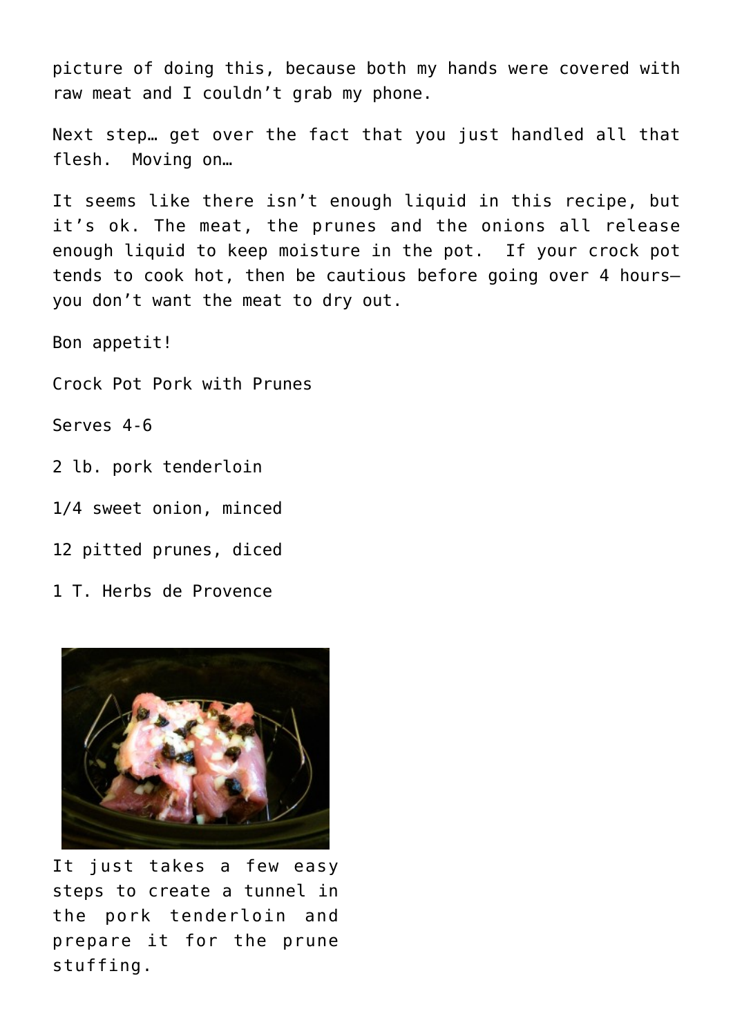picture of doing this, because both my hands were covered with raw meat and I couldn't grab my phone.

Next step… get over the fact that you just handled all that flesh.  Moving on…

It seems like there isn't enough liquid in this recipe, but it's ok. The meat, the prunes and the onions all release enough liquid to keep moisture in the pot.  If your crock pot tends to cook hot, then be cautious before going over 4 hours– you don't want the meat to dry out.

Bon appetit!

Crock Pot Pork with Prunes

Serves 4-6

2 lb. pork tenderloin

1/4 sweet onion, minced

12 pitted prunes, diced

1 T. Herbs de Provence

It just takes a few easy steps to create a tunnel in the pork tenderloin and prepare it for the prune stuffing.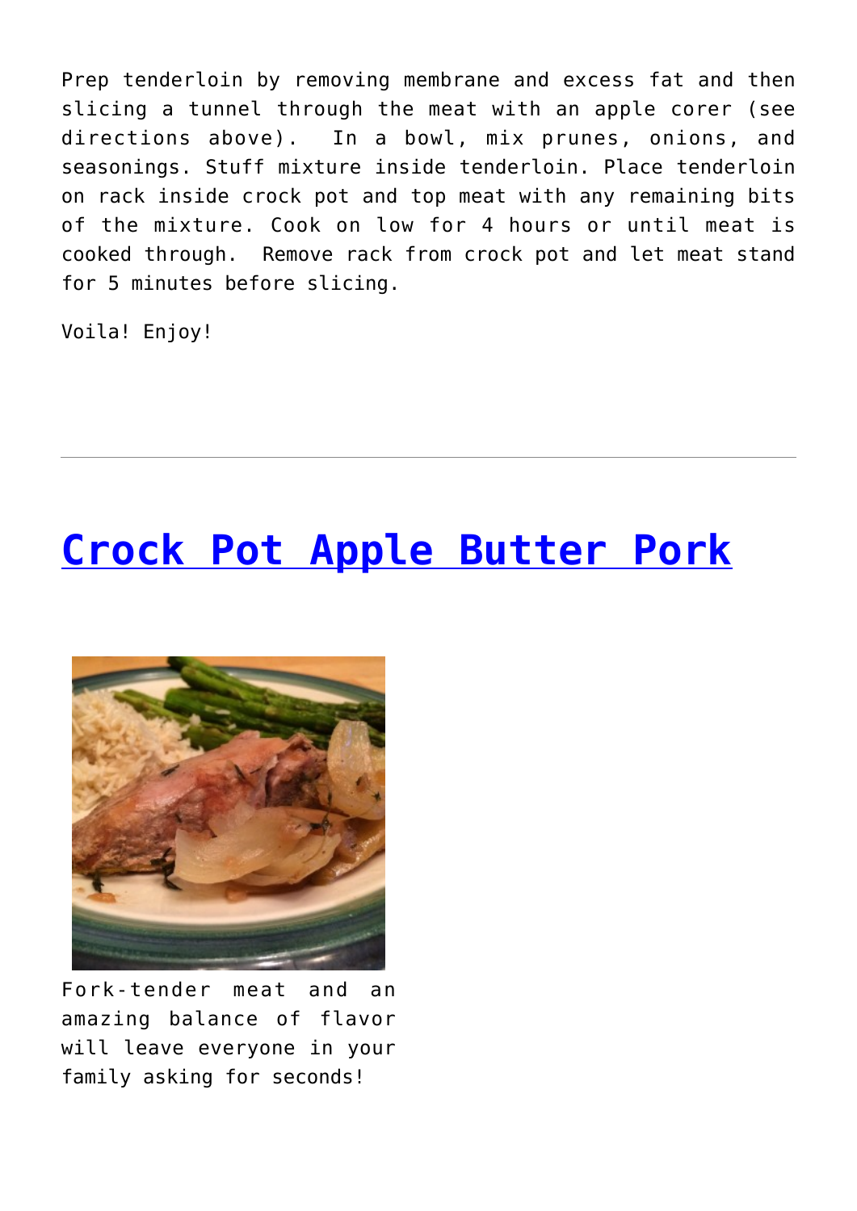Prep tenderloin by removing membrane and excess fat and then slicing a tunnel through the meat with an apple corer (see directions above). In a bowl, mix prunes, onions, and seasonings. Stuff mixture inside tenderloin. Place tenderloin on rack inside crock pot and top meat with any remaining bits of the mixture. Cook on low for 4 hours or until meat is cooked through. Remove rack from crock pot and let meat stand for 5 minutes before slicing.

Voila! Enjoy!

---

# Crock Pot Apple Butter Pork

Fork-tender meat and an amazing balance of flavor will leave everyone in your family asking for seconds!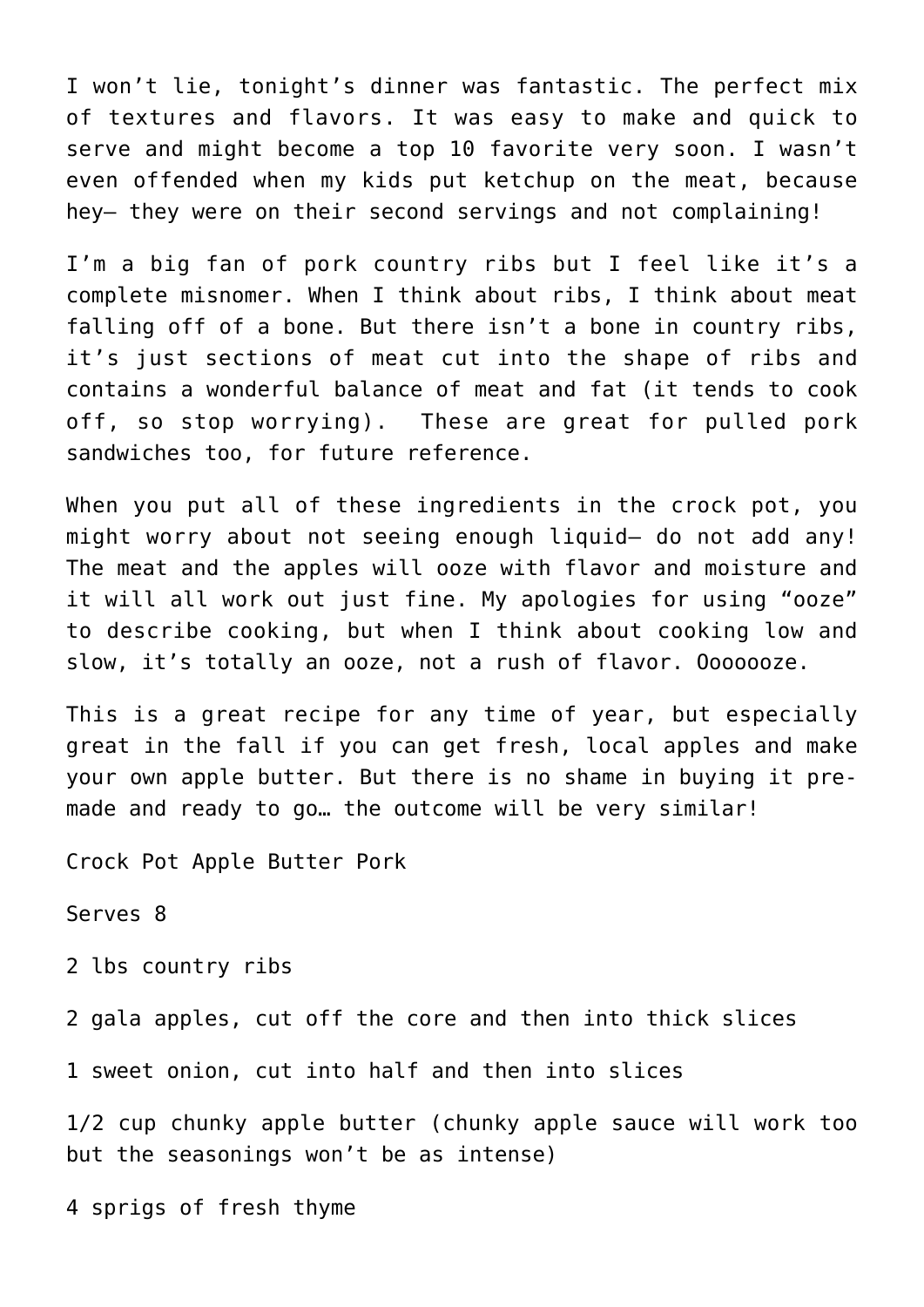I won’t lie, tonight’s dinner was fantastic. The perfect mix of textures and flavors. It was easy to make and quick to serve and might become a top 10 favorite very soon. I wasn’t even offended when my kids put ketchup on the meat, because hey— they were on their second servings and not complaining!

I’m a big fan of pork country ribs but I feel like it’s a complete misnomer. When I think about ribs, I think about meat falling off of a bone. But there isn’t a bone in country ribs, it’s just sections of meat cut into the shape of ribs and contains a wonderful balance of meat and fat (it tends to cook off, so stop worrying).  These are great for pulled pork sandwiches too, for future reference.

When you put all of these ingredients in the crock pot, you might worry about not seeing enough liquid— do not add any! The meat and the apples will ooze with flavor and moisture and it will all work out just fine. My apologies for using “ooze” to describe cooking, but when I think about cooking low and slow, it’s totally an ooze, not a rush of flavor. Ooooooze.

This is a great recipe for any time of year, but especially great in the fall if you can get fresh, local apples and make your own apple butter. But there is no shame in buying it pre-made and ready to go… the outcome will be very similar!

Crock Pot Apple Butter Pork

Serves 8

2 lbs country ribs

2 gala apples, cut off the core and then into thick slices

1 sweet onion, cut into half and then into slices

1/2 cup chunky apple butter (chunky apple sauce will work too but the seasonings won’t be as intense)

4 sprigs of fresh thyme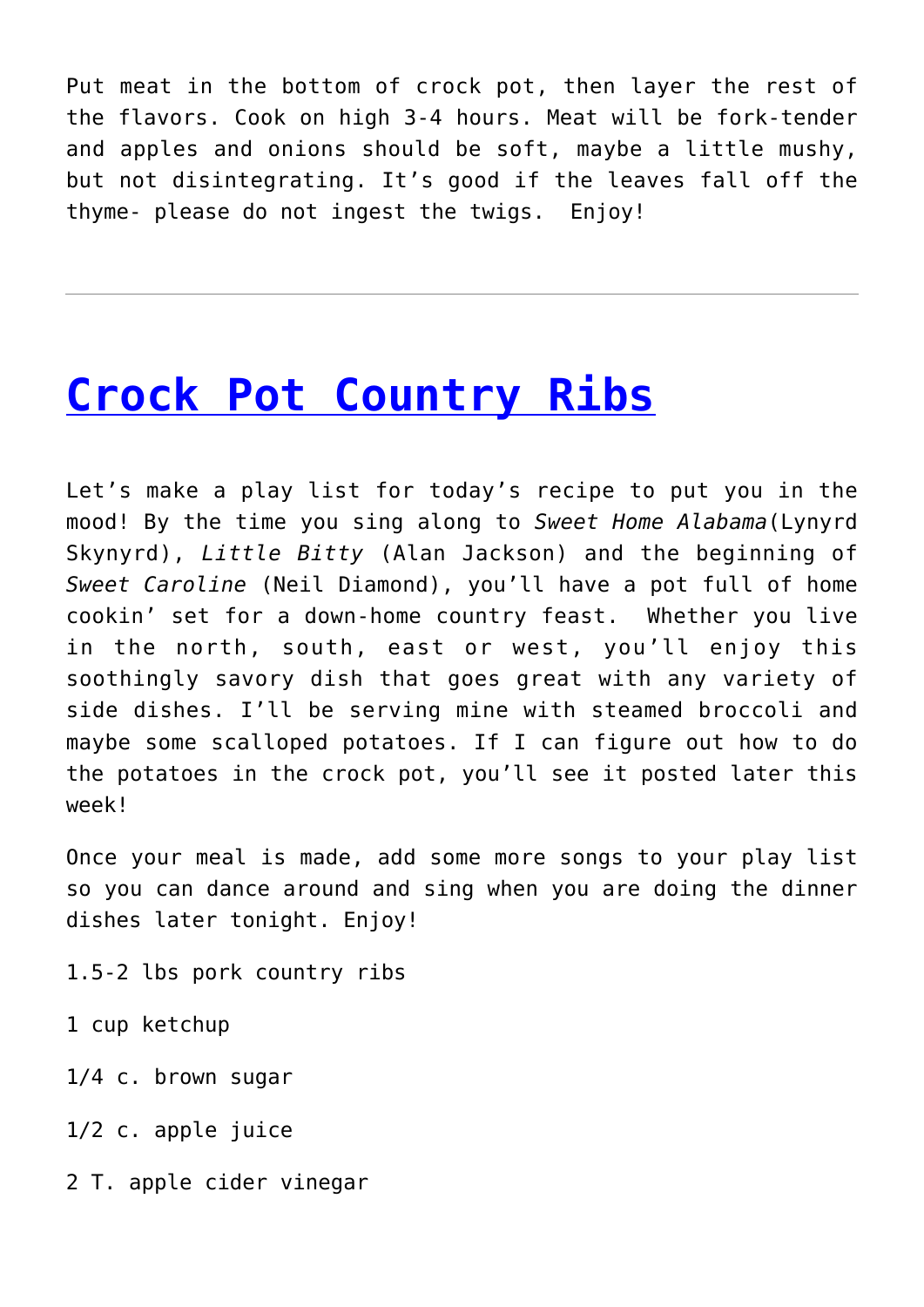Put meat in the bottom of crock pot, then layer the rest of the flavors. Cook on high 3-4 hours. Meat will be fork-tender and apples and onions should be soft, maybe a little mushy, but not disintegrating. It's good if the leaves fall off the thyme- please do not ingest the twigs. Enjoy!

---

# Crock Pot Country Ribs

Let's make a play list for today's recipe to put you in the mood! By the time you sing along to *Sweet Home Alabama*(Lynyrd Skynyrd), *Little Bitty* (Alan Jackson) and the beginning of *Sweet Caroline* (Neil Diamond), you'll have a pot full of home cookin' set for a down-home country feast. Whether you live in the north, south, east or west, you'll enjoy this soothingly savory dish that goes great with any variety of side dishes. I'll be serving mine with steamed broccoli and maybe some scalloped potatoes. If I can figure out how to do the potatoes in the crock pot, you'll see it posted later this week!

Once your meal is made, add some more songs to your play list so you can dance around and sing when you are doing the dinner dishes later tonight. Enjoy!

1.5-2 lbs pork country ribs

1 cup ketchup

1/4 c. brown sugar

1/2 c. apple juice

2 T. apple cider vinegar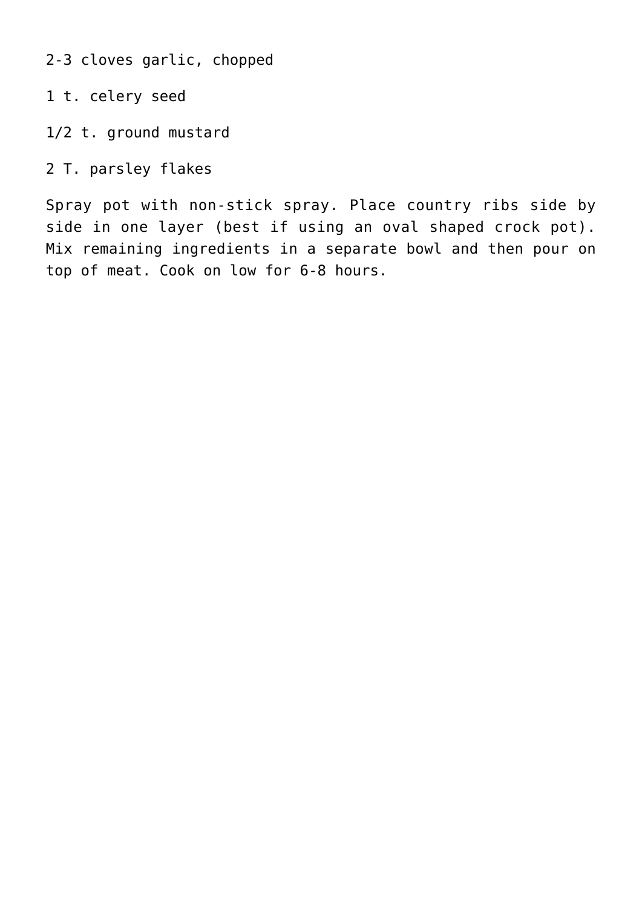2-3 cloves garlic, chopped

1 t. celery seed

1/2 t. ground mustard

2 T. parsley flakes

Spray pot with non-stick spray. Place country ribs side by side in one layer (best if using an oval shaped crock pot). Mix remaining ingredients in a separate bowl and then pour on top of meat. Cook on low for 6-8 hours.